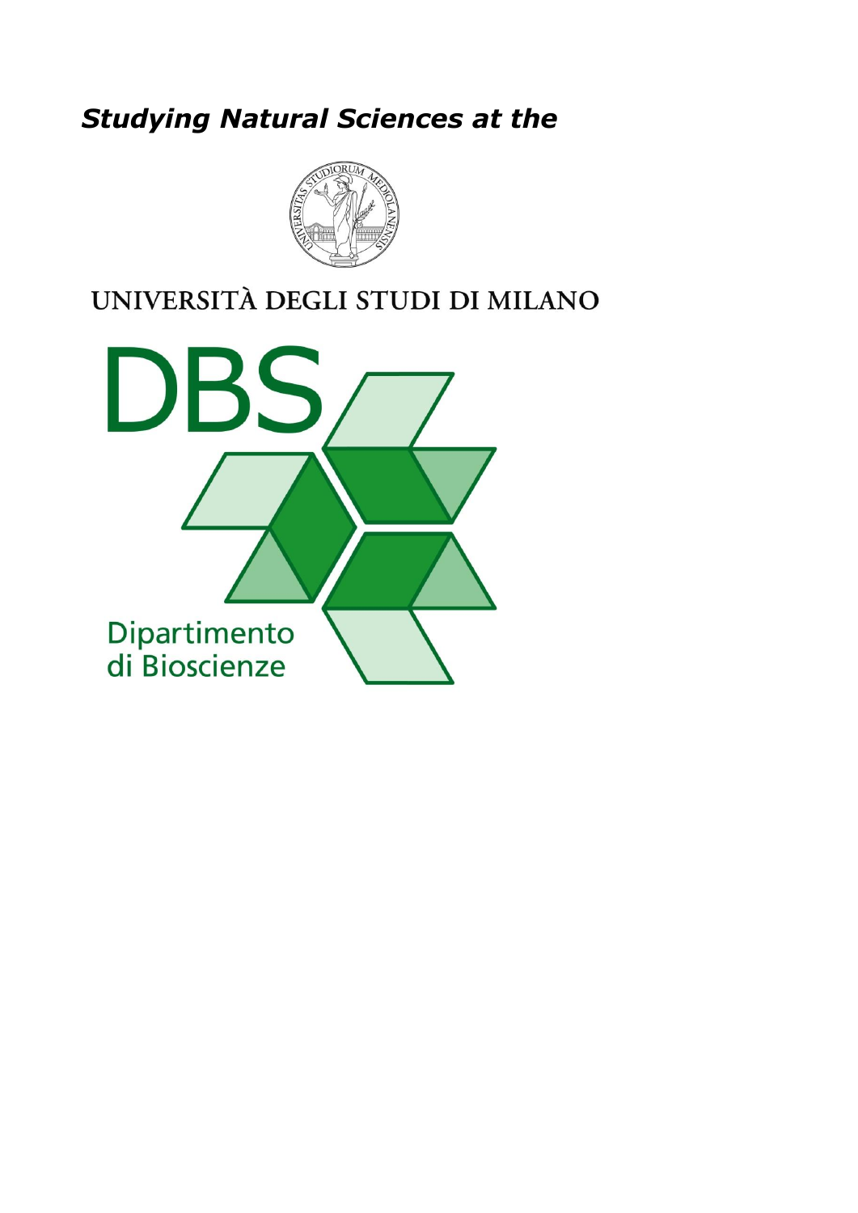***Studying Natural Sciences at the***

UNIVERSITÀ DEGLI STUDI DI MILANO

DBS

Dipartimento di Bioscienze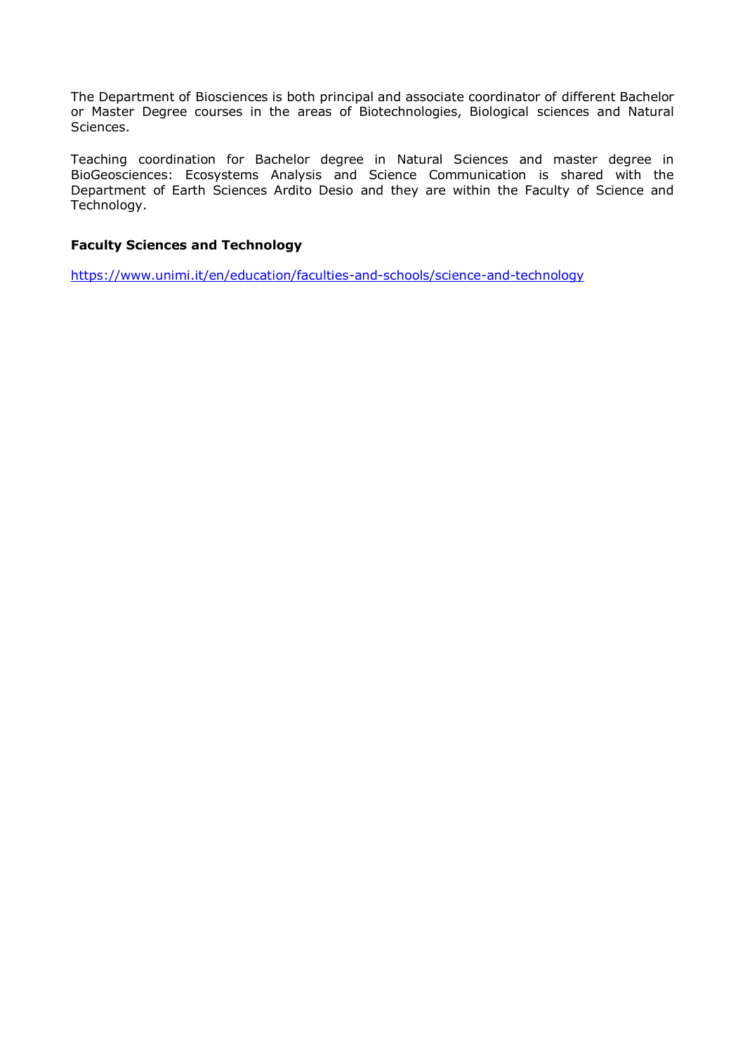The Department of Biosciences is both principal and associate coordinator of different Bachelor or Master Degree courses in the areas of Biotechnologies, Biological sciences and Natural Sciences.

Teaching coordination for Bachelor degree in Natural Sciences and master degree in BioGeosciences: Ecosystems Analysis and Science Communication is shared with the Department of Earth Sciences Ardito Desio and they are within the Faculty of Science and Technology.

**Faculty Sciences and Technology**

https://www.unimi.it/en/education/faculties-and-schools/science-and-technology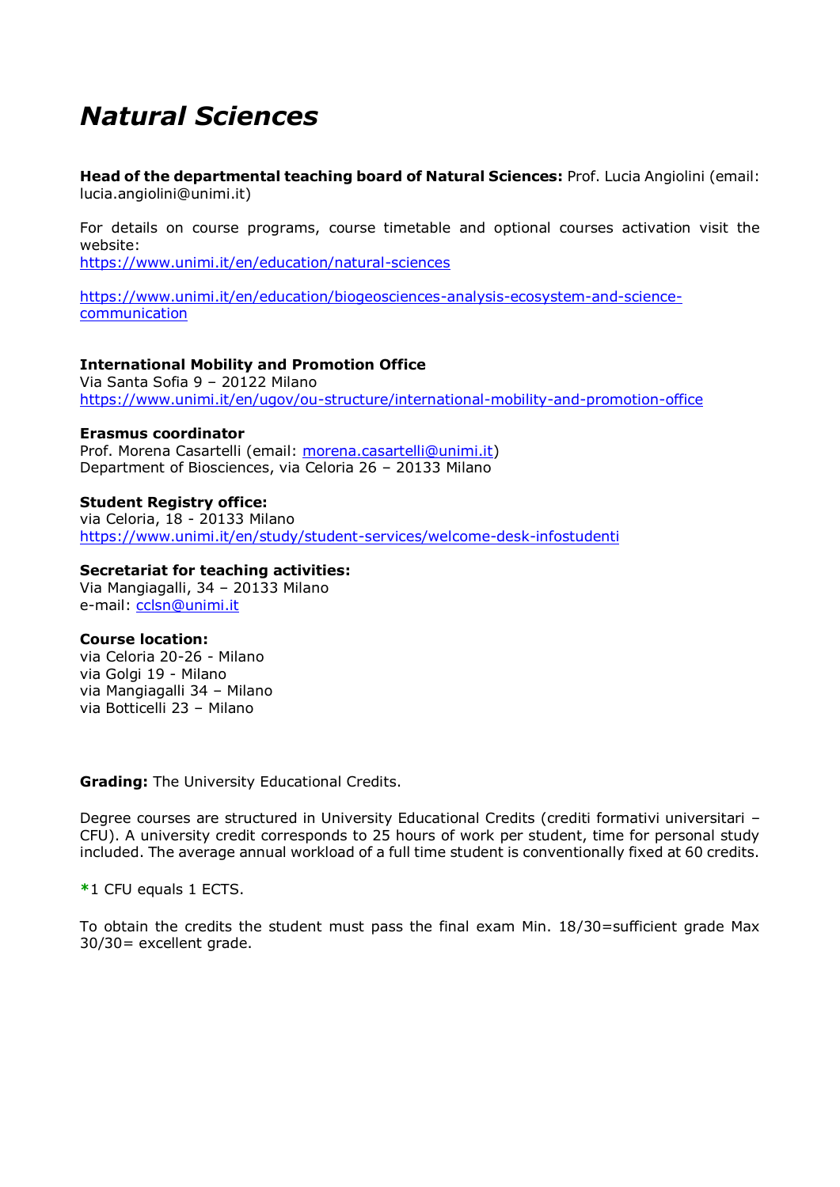# *Natural Sciences*

**Head of the departmental teaching board of Natural Sciences:** Prof. Lucia Angiolini (email: lucia.angiolini@unimi.it)

For details on course programs, course timetable and optional courses activation visit the website:
https://www.unimi.it/en/education/natural-sciences

https://www.unimi.it/en/education/biogeosciences-analysis-ecosystem-and-science-communication

**International Mobility and Promotion Office**
Via Santa Sofia 9 – 20122 Milano
https://www.unimi.it/en/ugov/ou-structure/international-mobility-and-promotion-office

**Erasmus coordinator**
Prof. Morena Casartelli (email: morena.casartelli@unimi.it)
Department of Biosciences, via Celoria 26 – 20133 Milano

**Student Registry office:**
via Celoria, 18 - 20133 Milano
https://www.unimi.it/en/study/student-services/welcome-desk-infostudenti

**Secretariat for teaching activities:**
Via Mangiagalli, 34 – 20133 Milano
e-mail: cclsn@unimi.it

**Course location:**
via Celoria 20-26 - Milano
via Golgi 19 - Milano
via Mangiagalli 34 – Milano
via Botticelli 23 – Milano

**Grading:** The University Educational Credits.

Degree courses are structured in University Educational Credits (crediti formativi universitari – CFU). A university credit corresponds to 25 hours of work per student, time for personal study included. The average annual workload of a full time student is conventionally fixed at 60 credits.

**\***1 CFU equals 1 ECTS.

To obtain the credits the student must pass the final exam Min. 18/30=sufficient grade Max 30/30= excellent grade.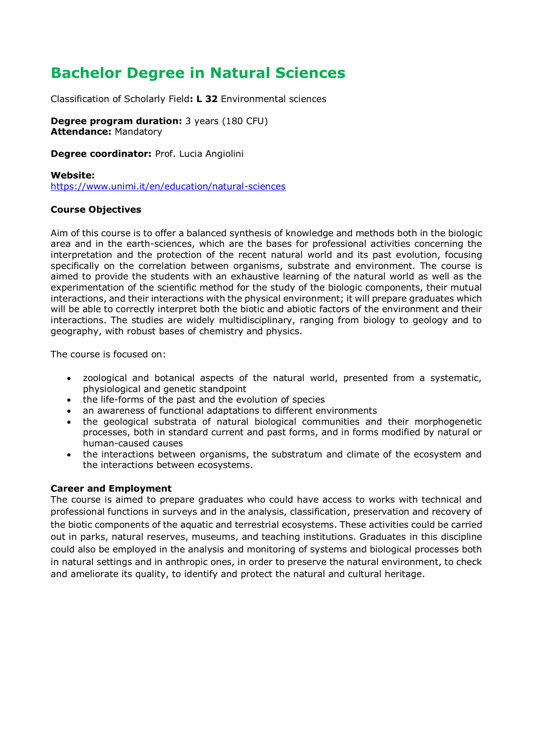# Bachelor Degree in Natural Sciences

Classification of Scholarly Field**: L 32** Environmental sciences

**Degree program duration:** 3 years (180 CFU)
**Attendance:** Mandatory

**Degree coordinator:** Prof. Lucia Angiolini

**Website:**
https://www.unimi.it/en/education/natural-sciences

**Course Objectives**

Aim of this course is to offer a balanced synthesis of knowledge and methods both in the biologic area and in the earth-sciences, which are the bases for professional activities concerning the interpretation and the protection of the recent natural world and its past evolution, focusing specifically on the correlation between organisms, substrate and environment. The course is aimed to provide the students with an exhaustive learning of the natural world as well as the experimentation of the scientific method for the study of the biologic components, their mutual interactions, and their interactions with the physical environment; it will prepare graduates which will be able to correctly interpret both the biotic and abiotic factors of the environment and their interactions. The studies are widely multidisciplinary, ranging from biology to geology and to geography, with robust bases of chemistry and physics.

The course is focused on:

- zoological and botanical aspects of the natural world, presented from a systematic, physiological and genetic standpoint
- the life-forms of the past and the evolution of species
- an awareness of functional adaptations to different environments
- the geological substrata of natural biological communities and their morphogenetic processes, both in standard current and past forms, and in forms modified by natural or human-caused causes
- the interactions between organisms, the substratum and climate of the ecosystem and the interactions between ecosystems.

**Career and Employment**
The course is aimed to prepare graduates who could have access to works with technical and professional functions in surveys and in the analysis, classification, preservation and recovery of the biotic components of the aquatic and terrestrial ecosystems. These activities could be carried out in parks, natural reserves, museums, and teaching institutions. Graduates in this discipline could also be employed in the analysis and monitoring of systems and biological processes both in natural settings and in anthropic ones, in order to preserve the natural environment, to check and ameliorate its quality, to identify and protect the natural and cultural heritage.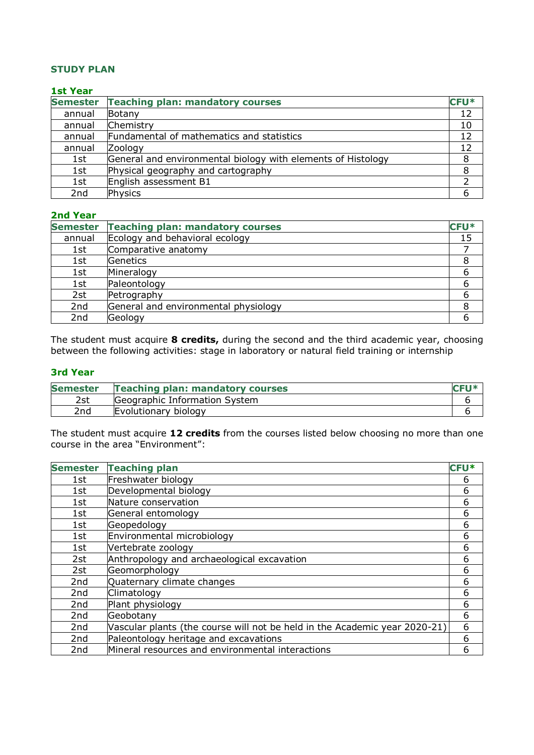## STUDY PLAN

### 1st Year

| Semester | Teaching plan: mandatory courses | CFU* |
|---|---|---|
| annual | Botany | 12 |
| annual | Chemistry | 10 |
| annual | Fundamental of mathematics and statistics | 12 |
| annual | Zoology | 12 |
| 1st | General and environmental biology with elements of Histology | 8 |
| 1st | Physical geography and cartography | 8 |
| 1st | English assessment B1 | 2 |
| 2nd | Physics | 6 |

### 2nd Year

| Semester | Teaching plan: mandatory courses | CFU* |
|---|---|---|
| annual | Ecology and behavioral ecology | 15 |
| 1st | Comparative anatomy | 7 |
| 1st | Genetics | 8 |
| 1st | Mineralogy | 6 |
| 1st | Paleontology | 6 |
| 2st | Petrography | 6 |
| 2nd | General and environmental physiology | 8 |
| 2nd | Geology | 6 |

The student must acquire **8 credits,** during the second and the third academic year, choosing between the following activities: stage in laboratory or natural field training or internship

### 3rd Year

| Semester | Teaching plan: mandatory courses | CFU* |
|---|---|---|
| 2st | Geographic Information System | 6 |
| 2nd | Evolutionary biology | 6 |

The student must acquire **12 credits** from the courses listed below choosing no more than one course in the area "Environment":

| Semester | Teaching plan | CFU* |
|---|---|---|
| 1st | Freshwater biology | 6 |
| 1st | Developmental biology | 6 |
| 1st | Nature conservation | 6 |
| 1st | General entomology | 6 |
| 1st | Geopedology | 6 |
| 1st | Environmental microbiology | 6 |
| 1st | Vertebrate zoology | 6 |
| 2st | Anthropology and archaeological excavation | 6 |
| 2st | Geomorphology | 6 |
| 2nd | Quaternary climate changes | 6 |
| 2nd | Climatology | 6 |
| 2nd | Plant physiology | 6 |
| 2nd | Geobotany | 6 |
| 2nd | Vascular plants (the course will not be held in the Academic year 2020-21) | 6 |
| 2nd | Paleontology heritage and excavations | 6 |
| 2nd | Mineral resources and environmental interactions | 6 |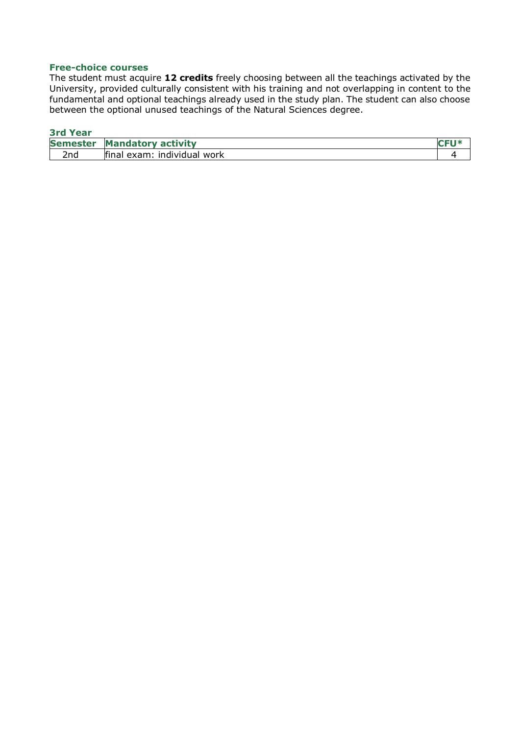### Free-choice courses

The student must acquire **12 credits** freely choosing between all the teachings activated by the University, provided culturally consistent with his training and not overlapping in content to the fundamental and optional teachings already used in the study plan. The student can also choose between the optional unused teachings of the Natural Sciences degree.

### 3rd Year

| Semester | Mandatory activity | CFU* |
|---|---|---|
| 2nd | final exam: individual work | 4 |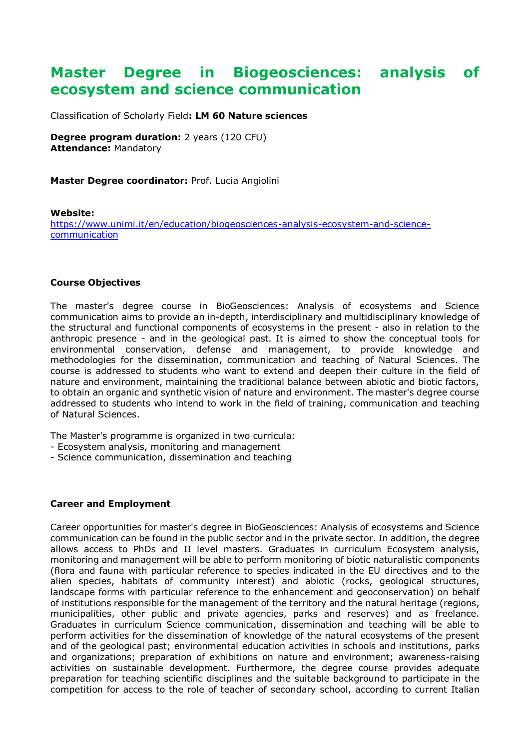# Master Degree in Biogeosciences: analysis of ecosystem and science communication

Classification of Scholarly Field**: LM 60 Nature sciences**

**Degree program duration:** 2 years (120 CFU)
**Attendance:** Mandatory

**Master Degree coordinator:** Prof. Lucia Angiolini

**Website:**
https://www.unimi.it/en/education/biogeosciences-analysis-ecosystem-and-science-communication

**Course Objectives**

The master's degree course in BioGeosciences: Analysis of ecosystems and Science communication aims to provide an in-depth, interdisciplinary and multidisciplinary knowledge of the structural and functional components of ecosystems in the present - also in relation to the anthropic presence - and in the geological past. It is aimed to show the conceptual tools for environmental conservation, defense and management, to provide knowledge and methodologies for the dissemination, communication and teaching of Natural Sciences. The course is addressed to students who want to extend and deepen their culture in the field of nature and environment, maintaining the traditional balance between abiotic and biotic factors, to obtain an organic and synthetic vision of nature and environment. The master's degree course addressed to students who intend to work in the field of training, communication and teaching of Natural Sciences.

The Master's programme is organized in two curricula:
- Ecosystem analysis, monitoring and management
- Science communication, dissemination and teaching

**Career and Employment**

Career opportunities for master's degree in BioGeosciences: Analysis of ecosystems and Science communication can be found in the public sector and in the private sector. In addition, the degree allows access to PhDs and II level masters. Graduates in curriculum Ecosystem analysis, monitoring and management will be able to perform monitoring of biotic naturalistic components (flora and fauna with particular reference to species indicated in the EU directives and to the alien species, habitats of community interest) and abiotic (rocks, geological structures, landscape forms with particular reference to the enhancement and geoconservation) on behalf of institutions responsible for the management of the territory and the natural heritage (regions, municipalities, other public and private agencies, parks and reserves) and as freelance. Graduates in curriculum Science communication, dissemination and teaching will be able to perform activities for the dissemination of knowledge of the natural ecosystems of the present and of the geological past; environmental education activities in schools and institutions, parks and organizations; preparation of exhibitions on nature and environment; awareness-raising activities on sustainable development. Furthermore, the degree course provides adequate preparation for teaching scientific disciplines and the suitable background to participate in the competition for access to the role of teacher of secondary school, according to current Italian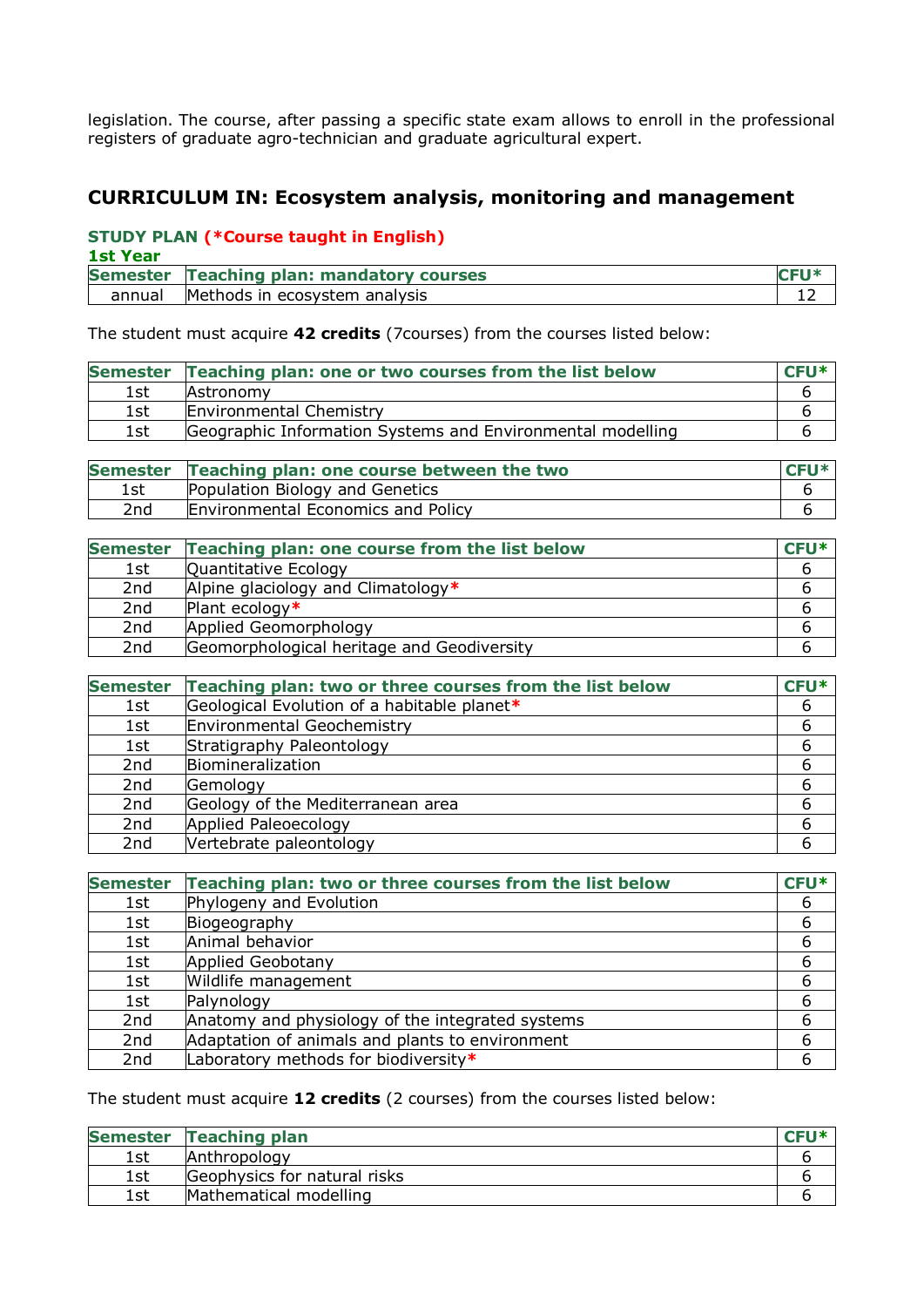legislation. The course, after passing a specific state exam allows to enroll in the professional registers of graduate agro-technician and graduate agricultural expert.

## CURRICULUM IN: Ecosystem analysis, monitoring and management

**STUDY PLAN (*Course taught in English)**

**1st Year**

| Semester | Teaching plan: mandatory courses | CFU* |
|---|---|---|
| annual | Methods in ecosystem analysis | 12 |

The student must acquire **42 credits** (7courses) from the courses listed below:

| Semester | Teaching plan: one or two courses from the list below | CFU* |
|---|---|---|
| 1st | Astronomy | 6 |
| 1st | Environmental Chemistry | 6 |
| 1st | Geographic Information Systems and Environmental modelling | 6 |

| Semester | Teaching plan: one course between the two | CFU* |
|---|---|---|
| 1st | Population Biology and Genetics | 6 |
| 2nd | Environmental Economics and Policy | 6 |

| Semester | Teaching plan: one course from the list below | CFU* |
|---|---|---|
| 1st | Quantitative Ecology | 6 |
| 2nd | Alpine glaciology and Climatology* | 6 |
| 2nd | Plant ecology* | 6 |
| 2nd | Applied Geomorphology | 6 |
| 2nd | Geomorphological heritage and Geodiversity | 6 |

| Semester | Teaching plan: two or three courses from the list below | CFU* |
|---|---|---|
| 1st | Geological Evolution of a habitable planet* | 6 |
| 1st | Environmental Geochemistry | 6 |
| 1st | Stratigraphy Paleontology | 6 |
| 2nd | Biomineralization | 6 |
| 2nd | Gemology | 6 |
| 2nd | Geology of the Mediterranean area | 6 |
| 2nd | Applied Paleoecology | 6 |
| 2nd | Vertebrate paleontology | 6 |

| Semester | Teaching plan: two or three courses from the list below | CFU* |
|---|---|---|
| 1st | Phylogeny and Evolution | 6 |
| 1st | Biogeography | 6 |
| 1st | Animal behavior | 6 |
| 1st | Applied Geobotany | 6 |
| 1st | Wildlife management | 6 |
| 1st | Palynology | 6 |
| 2nd | Anatomy and physiology of the integrated systems | 6 |
| 2nd | Adaptation of animals and plants to environment | 6 |
| 2nd | Laboratory methods for biodiversity* | 6 |

The student must acquire **12 credits** (2 courses) from the courses listed below:

| Semester | Teaching plan | CFU* |
|---|---|---|
| 1st | Anthropology | 6 |
| 1st | Geophysics for natural risks | 6 |
| 1st | Mathematical modelling | 6 |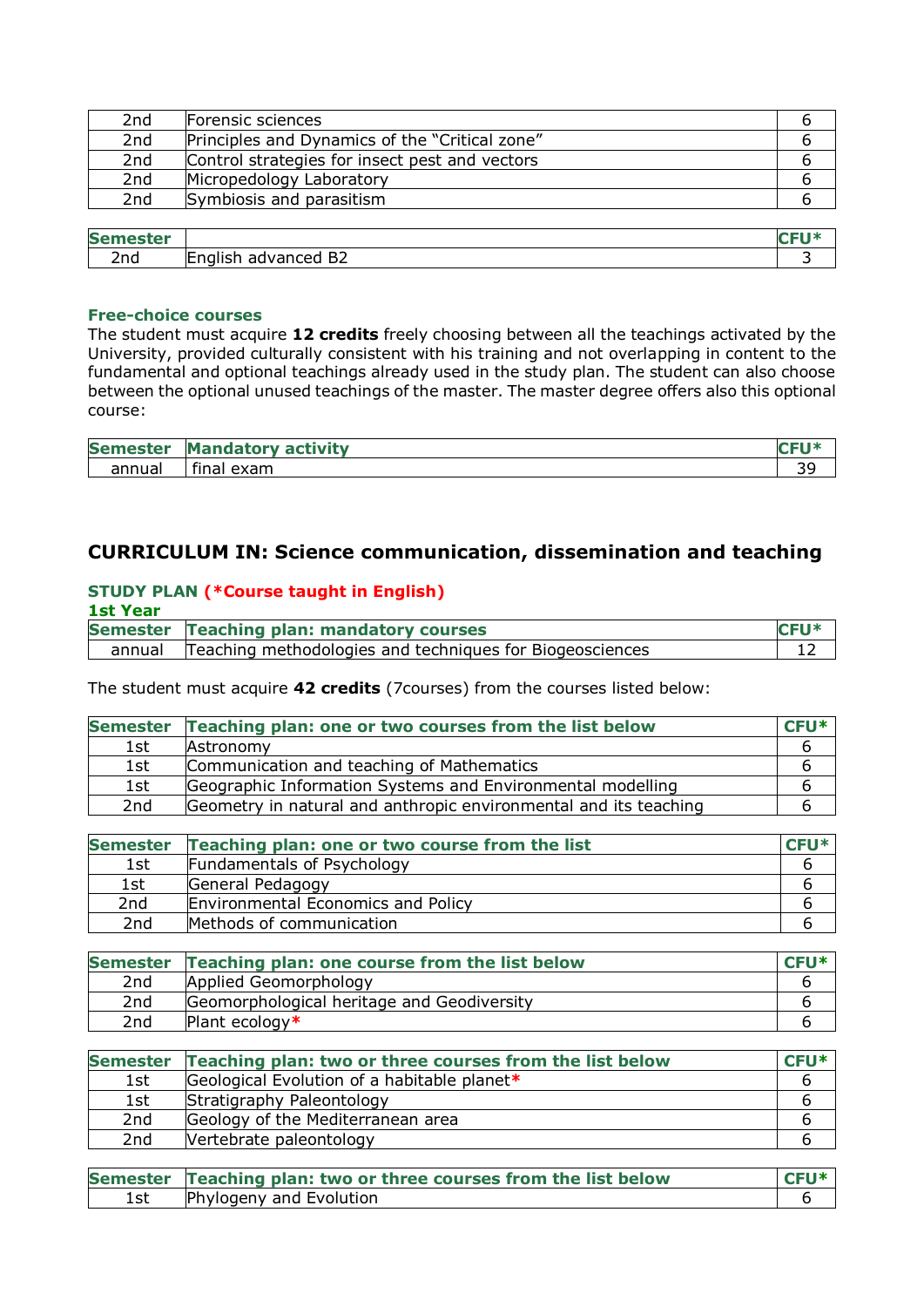| | | |
|---|---|---|
| 2nd | Forensic sciences | 6 |
| 2nd | Principles and Dynamics of the “Critical zone” | 6 |
| 2nd | Control strategies for insect pest and vectors | 6 |
| 2nd | Micropedology Laboratory | 6 |
| 2nd | Symbiosis and parasitism | 6 |

| Semester | | CFU* |
|---|---|---|
| 2nd | English advanced B2 | 3 |

### Free-choice courses

The student must acquire **12 credits** freely choosing between all the teachings activated by the University, provided culturally consistent with his training and not overlapping in content to the fundamental and optional teachings already used in the study plan. The student can also choose between the optional unused teachings of the master. The master degree offers also this optional course:

| Semester | Mandatory activity | CFU* |
|---|---|---|
| annual | final exam | 39 |

## CURRICULUM IN: Science communication, dissemination and teaching

### STUDY PLAN (*Course taught in English)

#### 1st Year

| Semester | Teaching plan: mandatory courses | CFU* |
|---|---|---|
| annual | Teaching methodologies and techniques for Biogeosciences | 12 |

The student must acquire **42 credits** (7courses) from the courses listed below:

| Semester | Teaching plan: one or two courses from the list below | CFU* |
|---|---|---|
| 1st | Astronomy | 6 |
| 1st | Communication and teaching of Mathematics | 6 |
| 1st | Geographic Information Systems and Environmental modelling | 6 |
| 2nd | Geometry in natural and anthropic environmental and its teaching | 6 |

| Semester | Teaching plan: one or two course from the list | CFU* |
|---|---|---|
| 1st | Fundamentals of Psychology | 6 |
| 1st | General Pedagogy | 6 |
| 2nd | Environmental Economics and Policy | 6 |
| 2nd | Methods of communication | 6 |

| Semester | Teaching plan: one course from the list below | CFU* |
|---|---|---|
| 2nd | Applied Geomorphology | 6 |
| 2nd | Geomorphological heritage and Geodiversity | 6 |
| 2nd | Plant ecology* | 6 |

| Semester | Teaching plan: two or three courses from the list below | CFU* |
|---|---|---|
| 1st | Geological Evolution of a habitable planet* | 6 |
| 1st | Stratigraphy Paleontology | 6 |
| 2nd | Geology of the Mediterranean area | 6 |
| 2nd | Vertebrate paleontology | 6 |

| Semester | Teaching plan: two or three courses from the list below | CFU* |
|---|---|---|
| 1st | Phylogeny and Evolution | 6 |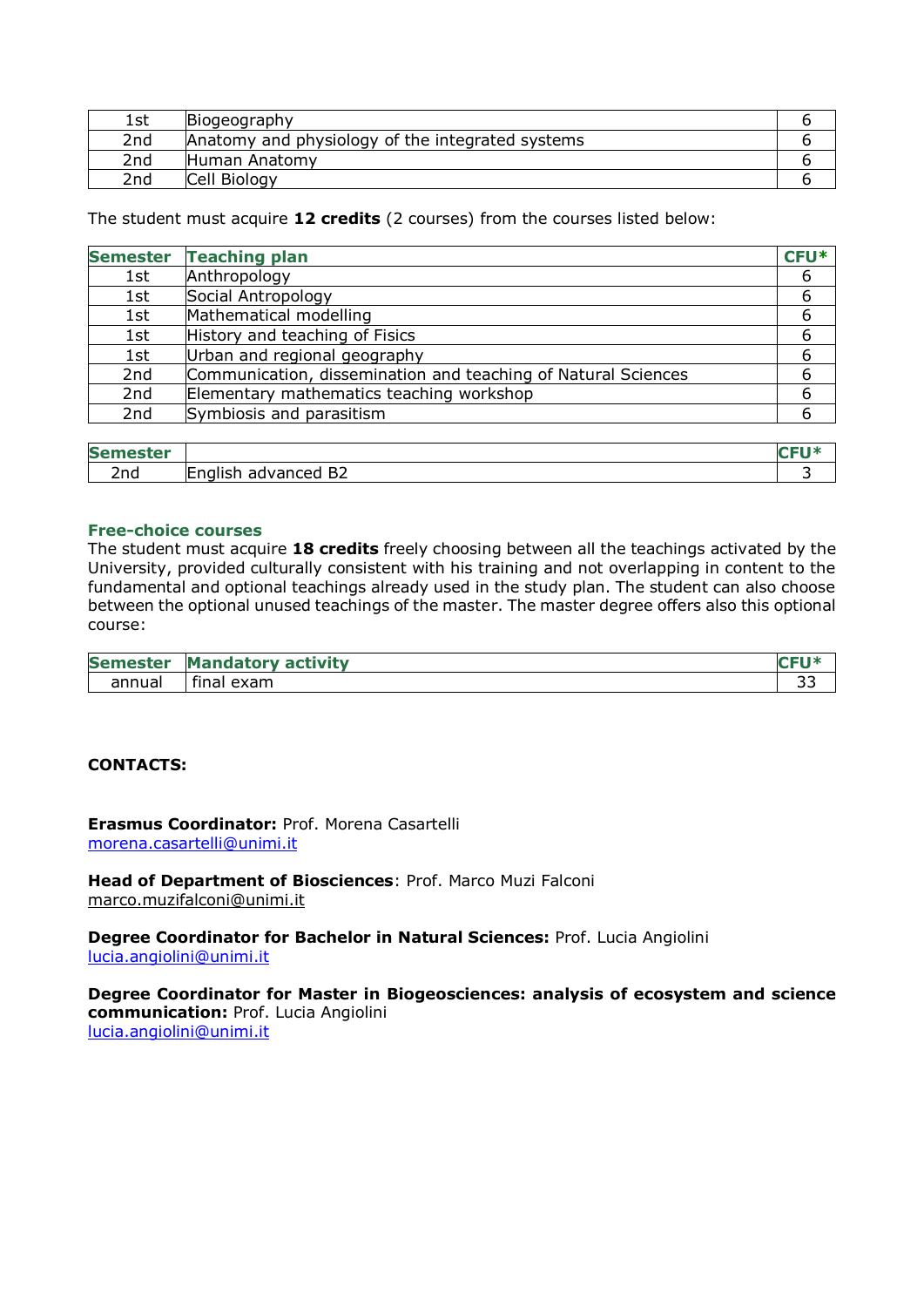| | | |
|---|---|---|
| 1st | Biogeography | 6 |
| 2nd | Anatomy and physiology of the integrated systems | 6 |
| 2nd | Human Anatomy | 6 |
| 2nd | Cell Biology | 6 |

The student must acquire **12 credits** (2 courses) from the courses listed below:

| Semester | Teaching plan | CFU* |
|---|---|---|
| 1st | Anthropology | 6 |
| 1st | Social Antropology | 6 |
| 1st | Mathematical modelling | 6 |
| 1st | History and teaching of Fisics | 6 |
| 1st | Urban and regional geography | 6 |
| 2nd | Communication, dissemination and teaching of Natural Sciences | 6 |
| 2nd | Elementary mathematics teaching workshop | 6 |
| 2nd | Symbiosis and parasitism | 6 |

| Semester | | CFU* |
|---|---|---|
| 2nd | English advanced B2 | 3 |

### Free-choice courses

The student must acquire **18 credits** freely choosing between all the teachings activated by the University, provided culturally consistent with his training and not overlapping in content to the fundamental and optional teachings already used in the study plan. The student can also choose between the optional unused teachings of the master. The master degree offers also this optional course:

| Semester | Mandatory activity | CFU* |
|---|---|---|
| annual | final exam | 33 |

**CONTACTS:**

**Erasmus Coordinator:** Prof. Morena Casartelli
morena.casartelli@unimi.it

**Head of Department of Biosciences**: Prof. Marco Muzi Falconi
marco.muzifalconi@unimi.it

**Degree Coordinator for Bachelor in Natural Sciences:** Prof. Lucia Angiolini
lucia.angiolini@unimi.it

**Degree Coordinator for Master in Biogeosciences: analysis of ecosystem and science communication:** Prof. Lucia Angiolini
lucia.angiolini@unimi.it